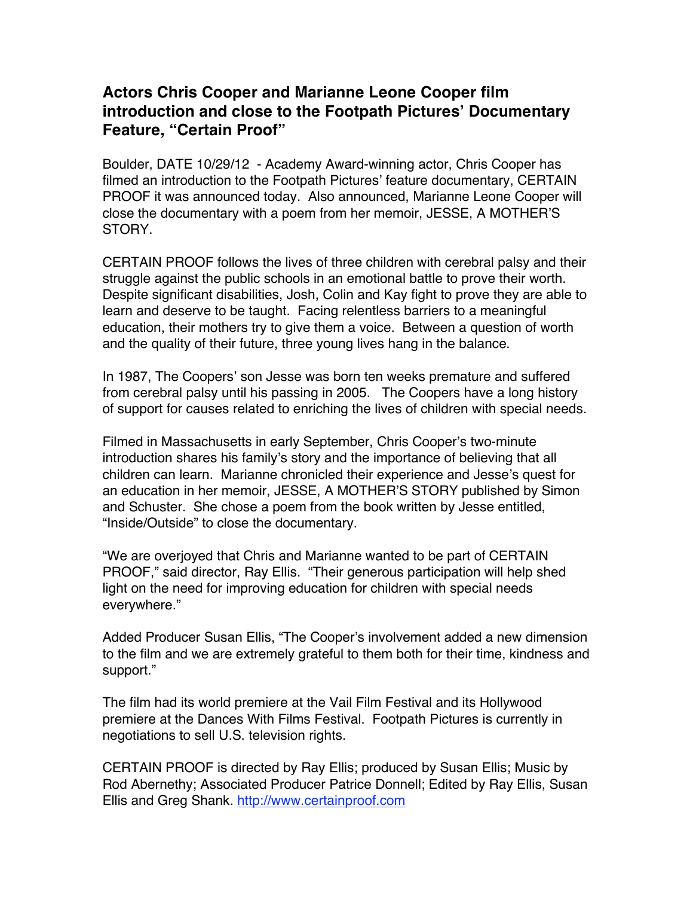# Actors Chris Cooper and Marianne Leone Cooper film introduction and close to the Footpath Pictures' Documentary Feature, "Certain Proof"

Boulder, DATE 10/29/12 - Academy Award-winning actor, Chris Cooper has filmed an introduction to the Footpath Pictures' feature documentary, CERTAIN PROOF it was announced today. Also announced, Marianne Leone Cooper will close the documentary with a poem from her memoir, JESSE, A MOTHER'S STORY.

CERTAIN PROOF follows the lives of three children with cerebral palsy and their struggle against the public schools in an emotional battle to prove their worth. Despite significant disabilities, Josh, Colin and Kay fight to prove they are able to learn and deserve to be taught. Facing relentless barriers to a meaningful education, their mothers try to give them a voice. Between a question of worth and the quality of their future, three young lives hang in the balance.

In 1987, The Coopers' son Jesse was born ten weeks premature and suffered from cerebral palsy until his passing in 2005. The Coopers have a long history of support for causes related to enriching the lives of children with special needs.

Filmed in Massachusetts in early September, Chris Cooper's two-minute introduction shares his family's story and the importance of believing that all children can learn. Marianne chronicled their experience and Jesse's quest for an education in her memoir, JESSE, A MOTHER'S STORY published by Simon and Schuster. She chose a poem from the book written by Jesse entitled, "Inside/Outside" to close the documentary.

"We are overjoyed that Chris and Marianne wanted to be part of CERTAIN PROOF," said director, Ray Ellis. "Their generous participation will help shed light on the need for improving education for children with special needs everywhere."

Added Producer Susan Ellis, "The Cooper's involvement added a new dimension to the film and we are extremely grateful to them both for their time, kindness and support."

The film had its world premiere at the Vail Film Festival and its Hollywood premiere at the Dances With Films Festival. Footpath Pictures is currently in negotiations to sell U.S. television rights.

CERTAIN PROOF is directed by Ray Ellis; produced by Susan Ellis; Music by Rod Abernethy; Associated Producer Patrice Donnell; Edited by Ray Ellis, Susan Ellis and Greg Shank. http://www.certainproof.com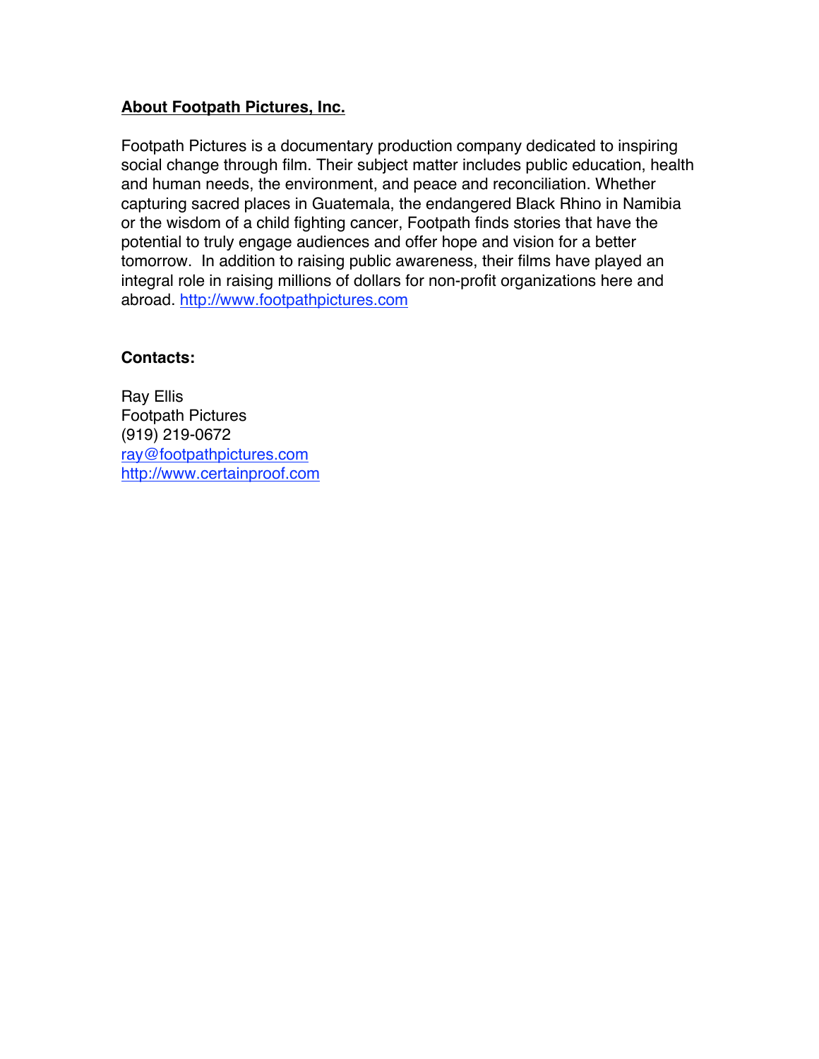**About Footpath Pictures, Inc.**

Footpath Pictures is a documentary production company dedicated to inspiring social change through film. Their subject matter includes public education, health and human needs, the environment, and peace and reconciliation. Whether capturing sacred places in Guatemala, the endangered Black Rhino in Namibia or the wisdom of a child fighting cancer, Footpath finds stories that have the potential to truly engage audiences and offer hope and vision for a better tomorrow. In addition to raising public awareness, their films have played an integral role in raising millions of dollars for non-profit organizations here and abroad. http://www.footpathpictures.com

**Contacts:**

Ray Ellis
Footpath Pictures
(919) 219-0672
ray@footpathpictures.com
http://www.certainproof.com